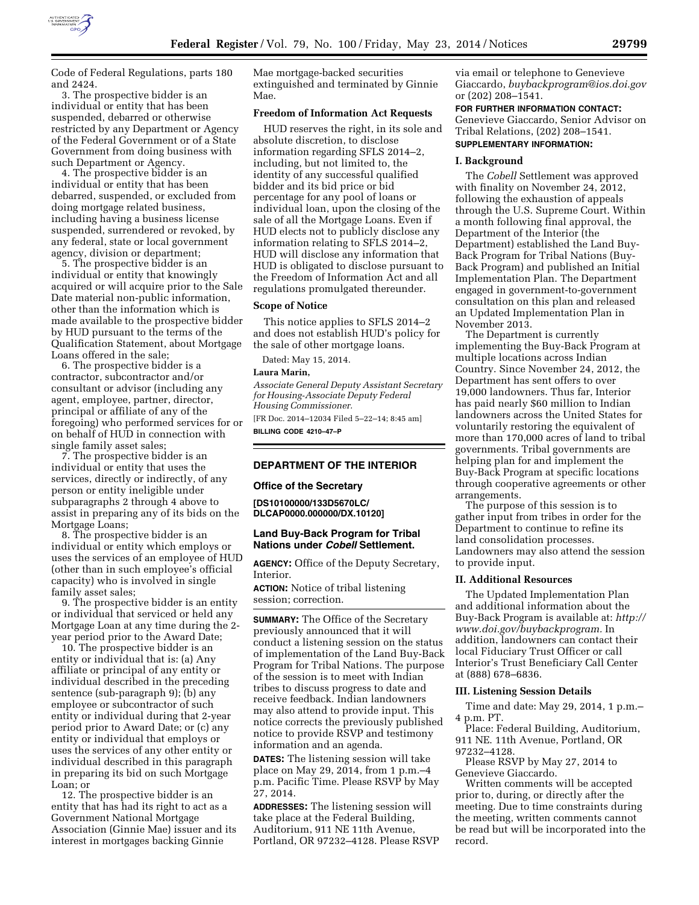Code of Federal Regulations, parts 180 and 2424.

3. The prospective bidder is an individual or entity that has been suspended, debarred or otherwise restricted by any Department or Agency of the Federal Government or of a State Government from doing business with such Department or Agency.

4. The prospective bidder is an individual or entity that has been debarred, suspended, or excluded from doing mortgage related business, including having a business license suspended, surrendered or revoked, by any federal, state or local government agency, division or department;

5. The prospective bidder is an individual or entity that knowingly acquired or will acquire prior to the Sale Date material non-public information, other than the information which is made available to the prospective bidder by HUD pursuant to the terms of the Qualification Statement, about Mortgage Loans offered in the sale;

6. The prospective bidder is a contractor, subcontractor and/or consultant or advisor (including any agent, employee, partner, director, principal or affiliate of any of the foregoing) who performed services for or on behalf of HUD in connection with single family asset sales;

7. The prospective bidder is an individual or entity that uses the services, directly or indirectly, of any person or entity ineligible under subparagraphs 2 through 4 above to assist in preparing any of its bids on the Mortgage Loans;

8. The prospective bidder is an individual or entity which employs or uses the services of an employee of HUD (other than in such employee's official capacity) who is involved in single family asset sales;

9. The prospective bidder is an entity or individual that serviced or held any Mortgage Loan at any time during the 2-year period prior to the Award Date;

10. The prospective bidder is an entity or individual that is: (a) Any affiliate or principal of any entity or individual described in the preceding sentence (sub-paragraph 9); (b) any employee or subcontractor of such entity or individual during that 2-year period prior to Award Date; or (c) any entity or individual that employs or uses the services of any other entity or individual described in this paragraph in preparing its bid on such Mortgage Loan; or

12. The prospective bidder is an entity that has had its right to act as a Government National Mortgage Association (Ginnie Mae) issuer and its interest in mortgages backing Ginnie Mae mortgage-backed securities extinguished and terminated by Ginnie Mae.

**Freedom of Information Act Requests**

HUD reserves the right, in its sole and absolute discretion, to disclose information regarding SFLS 2014–2, including, but not limited to, the identity of any successful qualified bidder and its bid price or bid percentage for any pool of loans or individual loan, upon the closing of the sale of all the Mortgage Loans. Even if HUD elects not to publicly disclose any information relating to SFLS 2014–2, HUD will disclose any information that HUD is obligated to disclose pursuant to the Freedom of Information Act and all regulations promulgated thereunder.

**Scope of Notice**

This notice applies to SFLS 2014–2 and does not establish HUD's policy for the sale of other mortgage loans.

Dated: May 15, 2014.

**Laura Marin,**

*Associate General Deputy Assistant Secretary for Housing-Associate Deputy Federal Housing Commissioner.*

[FR Doc. 2014–12034 Filed 5–22–14; 8:45 am]

**BILLING CODE 4210–47–P**

---

## DEPARTMENT OF THE INTERIOR

### Office of the Secretary

**[DS10100000/133D5670LC/DLCAP0000.000000/DX.10120]**

### Land Buy-Back Program for Tribal Nations under *Cobell* Settlement.

**AGENCY:** Office of the Deputy Secretary, Interior.

**ACTION:** Notice of tribal listening session; correction.

**SUMMARY:** The Office of the Secretary previously announced that it will conduct a listening session on the status of implementation of the Land Buy-Back Program for Tribal Nations. The purpose of the session is to meet with Indian tribes to discuss progress to date and receive feedback. Indian landowners may also attend to provide input. This notice corrects the previously published notice to provide RSVP and testimony information and an agenda.

**DATES:** The listening session will take place on May 29, 2014, from 1 p.m.–4 p.m. Pacific Time. Please RSVP by May 27, 2014.

**ADDRESSES:** The listening session will take place at the Federal Building, Auditorium, 911 NE 11th Avenue, Portland, OR 97232–4128. Please RSVP via email or telephone to Genevieve Giaccardo, *buybackprogram@ios.doi.gov* or (202) 208–1541.

**FOR FURTHER INFORMATION CONTACT:** Genevieve Giaccardo, Senior Advisor on Tribal Relations, (202) 208–1541.

**SUPPLEMENTARY INFORMATION:**

**I. Background**

The *Cobell* Settlement was approved with finality on November 24, 2012, following the exhaustion of appeals through the U.S. Supreme Court. Within a month following final approval, the Department of the Interior (the Department) established the Land Buy-Back Program for Tribal Nations (Buy-Back Program) and published an Initial Implementation Plan. The Department engaged in government-to-government consultation on this plan and released an Updated Implementation Plan in November 2013.

The Department is currently implementing the Buy-Back Program at multiple locations across Indian Country. Since November 24, 2012, the Department has sent offers to over 19,000 landowners. Thus far, Interior has paid nearly $60 million to Indian landowners across the United States for voluntarily restoring the equivalent of more than 170,000 acres of land to tribal governments. Tribal governments are helping plan for and implement the Buy-Back Program at specific locations through cooperative agreements or other arrangements.

The purpose of this session is to gather input from tribes in order for the Department to continue to refine its land consolidation processes. Landowners may also attend the session to provide input.

**II. Additional Resources**

The Updated Implementation Plan and additional information about the Buy-Back Program is available at: *http://www.doi.gov/buybackprogram.* In addition, landowners can contact their local Fiduciary Trust Officer or call Interior's Trust Beneficiary Call Center at (888) 678–6836.

**III. Listening Session Details**

Time and date: May 29, 2014, 1 p.m.–4 p.m. PT.

Place: Federal Building, Auditorium, 911 NE. 11th Avenue, Portland, OR 97232–4128.

Please RSVP by May 27, 2014 to Genevieve Giaccardo.

Written comments will be accepted prior to, during, or directly after the meeting. Due to time constraints during the meeting, written comments cannot be read but will be incorporated into the record.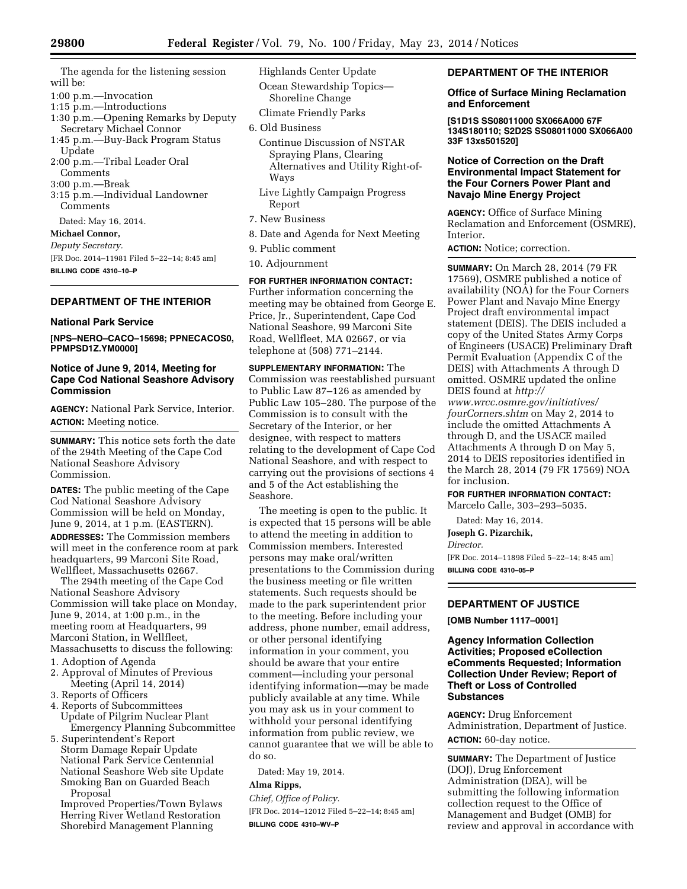The agenda for the listening session will be:

1:00 p.m.—Invocation
1:15 p.m.—Introductions
1:30 p.m.—Opening Remarks by Deputy Secretary Michael Connor
1:45 p.m.—Buy-Back Program Status Update
2:00 p.m.—Tribal Leader Oral Comments
3:00 p.m.—Break
3:15 p.m.—Individual Landowner Comments

Dated: May 16, 2014.

**Michael Connor,**

*Deputy Secretary.*

[FR Doc. 2014–11981 Filed 5–22–14; 8:45 am]

**BILLING CODE 4310–10–P**

---

## DEPARTMENT OF THE INTERIOR

### National Park Service

**[NPS–NERO–CACO–15698; PPNECACOS0, PPMPSD1Z.YM0000]**

### Notice of June 9, 2014, Meeting for Cape Cod National Seashore Advisory Commission

**AGENCY:** National Park Service, Interior.

**ACTION:** Meeting notice.

**SUMMARY:** This notice sets forth the date of the 294th Meeting of the Cape Cod National Seashore Advisory Commission.

**DATES:** The public meeting of the Cape Cod National Seashore Advisory Commission will be held on Monday, June 9, 2014, at 1 p.m. (EASTERN).

**ADDRESSES:** The Commission members will meet in the conference room at park headquarters, 99 Marconi Site Road, Wellfleet, Massachusetts 02667.

The 294th meeting of the Cape Cod National Seashore Advisory Commission will take place on Monday, June 9, 2014, at 1:00 p.m., in the meeting room at Headquarters, 99 Marconi Station, in Wellfleet, Massachusetts to discuss the following:

1. Adoption of Agenda
2. Approval of Minutes of Previous Meeting (April 14, 2014)
3. Reports of Officers
4. Reports of Subcommittees
   Update of Pilgrim Nuclear Plant Emergency Planning Subcommittee
5. Superintendent's Report
   Storm Damage Repair Update
   National Park Service Centennial
   National Seashore Web site Update
   Smoking Ban on Guarded Beach Proposal
   Improved Properties/Town Bylaws
   Herring River Wetland Restoration
   Shorebird Management Planning
   Highlands Center Update
   Ocean Stewardship Topics—Shoreline Change
   Climate Friendly Parks
6. Old Business
   Continue Discussion of NSTAR Spraying Plans, Clearing Alternatives and Utility Right-of-Ways
   Live Lightly Campaign Progress Report
7. New Business
8. Date and Agenda for Next Meeting
9. Public comment
10. Adjournment

**FOR FURTHER INFORMATION CONTACT:** Further information concerning the meeting may be obtained from George E. Price, Jr., Superintendent, Cape Cod National Seashore, 99 Marconi Site Road, Wellfleet, MA 02667, or via telephone at (508) 771–2144.

**SUPPLEMENTARY INFORMATION:** The Commission was reestablished pursuant to Public Law 87–126 as amended by Public Law 105–280. The purpose of the Commission is to consult with the Secretary of the Interior, or her designee, with respect to matters relating to the development of Cape Cod National Seashore, and with respect to carrying out the provisions of sections 4 and 5 of the Act establishing the Seashore.

The meeting is open to the public. It is expected that 15 persons will be able to attend the meeting in addition to Commission members. Interested persons may make oral/written presentations to the Commission during the business meeting or file written statements. Such requests should be made to the park superintendent prior to the meeting. Before including your address, phone number, email address, or other personal identifying information in your comment, you should be aware that your entire comment—including your personal identifying information—may be made publicly available at any time. While you may ask us in your comment to withhold your personal identifying information from public review, we cannot guarantee that we will be able to do so.

Dated: May 19, 2014.

**Alma Ripps,**

*Chief, Office of Policy.*

[FR Doc. 2014–12012 Filed 5–22–14; 8:45 am]

**BILLING CODE 4310–WV–P**

---

## DEPARTMENT OF THE INTERIOR

### Office of Surface Mining Reclamation and Enforcement

**[S1D1S SS08011000 SX066A000 67F 134S180110; S2D2S SS08011000 SX066A00 33F 13xs501520]**

### Notice of Correction on the Draft Environmental Impact Statement for the Four Corners Power Plant and Navajo Mine Energy Project

**AGENCY:** Office of Surface Mining Reclamation and Enforcement (OSMRE), Interior.

**ACTION:** Notice; correction.

**SUMMARY:** On March 28, 2014 (79 FR 17569), OSMRE published a notice of availability (NOA) for the Four Corners Power Plant and Navajo Mine Energy Project draft environmental impact statement (DEIS). The DEIS included a copy of the United States Army Corps of Engineers (USACE) Preliminary Draft Permit Evaluation (Appendix C of the DEIS) with Attachments A through D omitted. OSMRE updated the online DEIS found at *http://www.wrcc.osmre.gov/initiatives/fourCorners.shtm* on May 2, 2014 to include the omitted Attachments A through D, and the USACE mailed Attachments A through D on May 5, 2014 to DEIS repositories identified in the March 28, 2014 (79 FR 17569) NOA for inclusion.

**FOR FURTHER INFORMATION CONTACT:** Marcelo Calle, 303–293–5035.

Dated: May 16, 2014.

**Joseph G. Pizarchik,**

*Director.*

[FR Doc. 2014–11898 Filed 5–22–14; 8:45 am]

**BILLING CODE 4310–05–P**

---

## DEPARTMENT OF JUSTICE

**[OMB Number 1117–0001]**

### Agency Information Collection Activities; Proposed eCollection eComments Requested; Information Collection Under Review; Report of Theft or Loss of Controlled Substances

**AGENCY:** Drug Enforcement Administration, Department of Justice.

**ACTION:** 60-day notice.

**SUMMARY:** The Department of Justice (DOJ), Drug Enforcement Administration (DEA), will be submitting the following information collection request to the Office of Management and Budget (OMB) for review and approval in accordance with